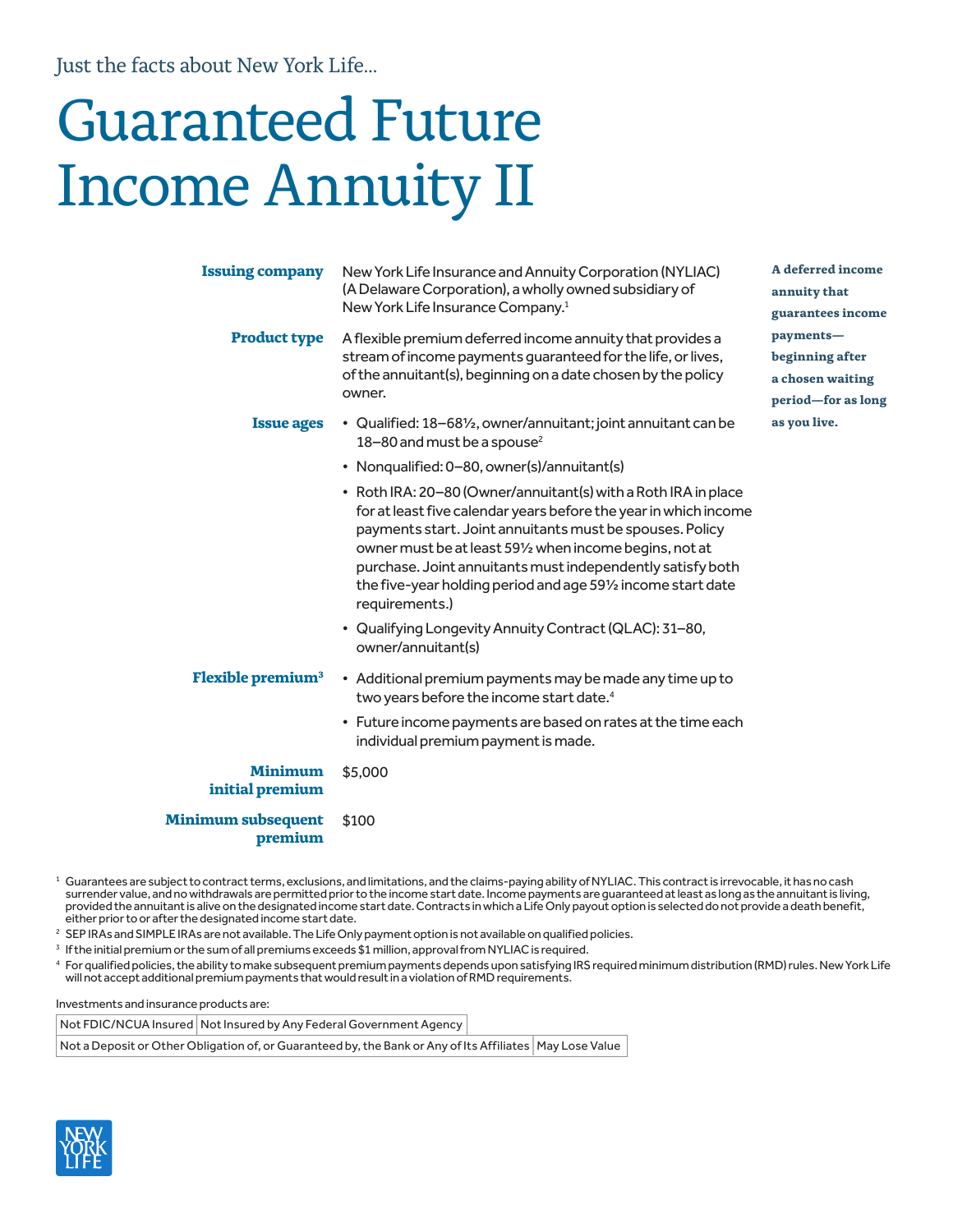Just the facts about New York Life...

# Guaranteed Future Income Annuity II

**A deferred income annuity that guarantees income payments—beginning after a chosen waiting period—for as long as you live.**

**Issuing company**

New York Life Insurance and Annuity Corporation (NYLIAC) (A Delaware Corporation), a wholly owned subsidiary of New York Life Insurance Company.[1]

**Product type**

A flexible premium deferred income annuity that provides a stream of income payments guaranteed for the life, or lives, of the annuitant(s), beginning on a date chosen by the policy owner.

**Issue ages**

- Qualified: 18–68½, owner/annuitant; joint annuitant can be 18–80 and must be a spouse[2]
- Nonqualified: 0–80, owner(s)/annuitant(s)
- Roth IRA: 20–80 (Owner/annuitant(s) with a Roth IRA in place for at least five calendar years before the year in which income payments start. Joint annuitants must be spouses. Policy owner must be at least 59½ when income begins, not at purchase. Joint annuitants must independently satisfy both the five-year holding period and age 59½ income start date requirements.)
- Qualifying Longevity Annuity Contract (QLAC): 31–80, owner/annuitant(s)

**Flexible premium[3]**

- Additional premium payments may be made any time up to two years before the income start date.[4]
- Future income payments are based on rates at the time each individual premium payment is made.

**Minimum initial premium**

$5,000

**Minimum subsequent premium**

$100

[1] Guarantees are subject to contract terms, exclusions, and limitations, and the claims-paying ability of NYLIAC. This contract is irrevocable, it has no cash surrender value, and no withdrawals are permitted prior to the income start date. Income payments are guaranteed at least as long as the annuitant is living, provided the annuitant is alive on the designated income start date. Contracts in which a Life Only payout option is selected do not provide a death benefit, either prior to or after the designated income start date.

[2] SEP IRAs and SIMPLE IRAs are not available. The Life Only payment option is not available on qualified policies.

[3] If the initial premium or the sum of all premiums exceeds $1 million, approval from NYLIAC is required.

[4] For qualified policies, the ability to make subsequent premium payments depends upon satisfying IRS required minimum distribution (RMD) rules. New York Life will not accept additional premium payments that would result in a violation of RMD requirements.

Investments and insurance products are:

| Not FDIC/NCUA Insured | Not Insured by Any Federal Government Agency |
|---|---|
| Not a Deposit or Other Obligation of, or Guaranteed by, the Bank or Any of Its Affiliates | May Lose Value |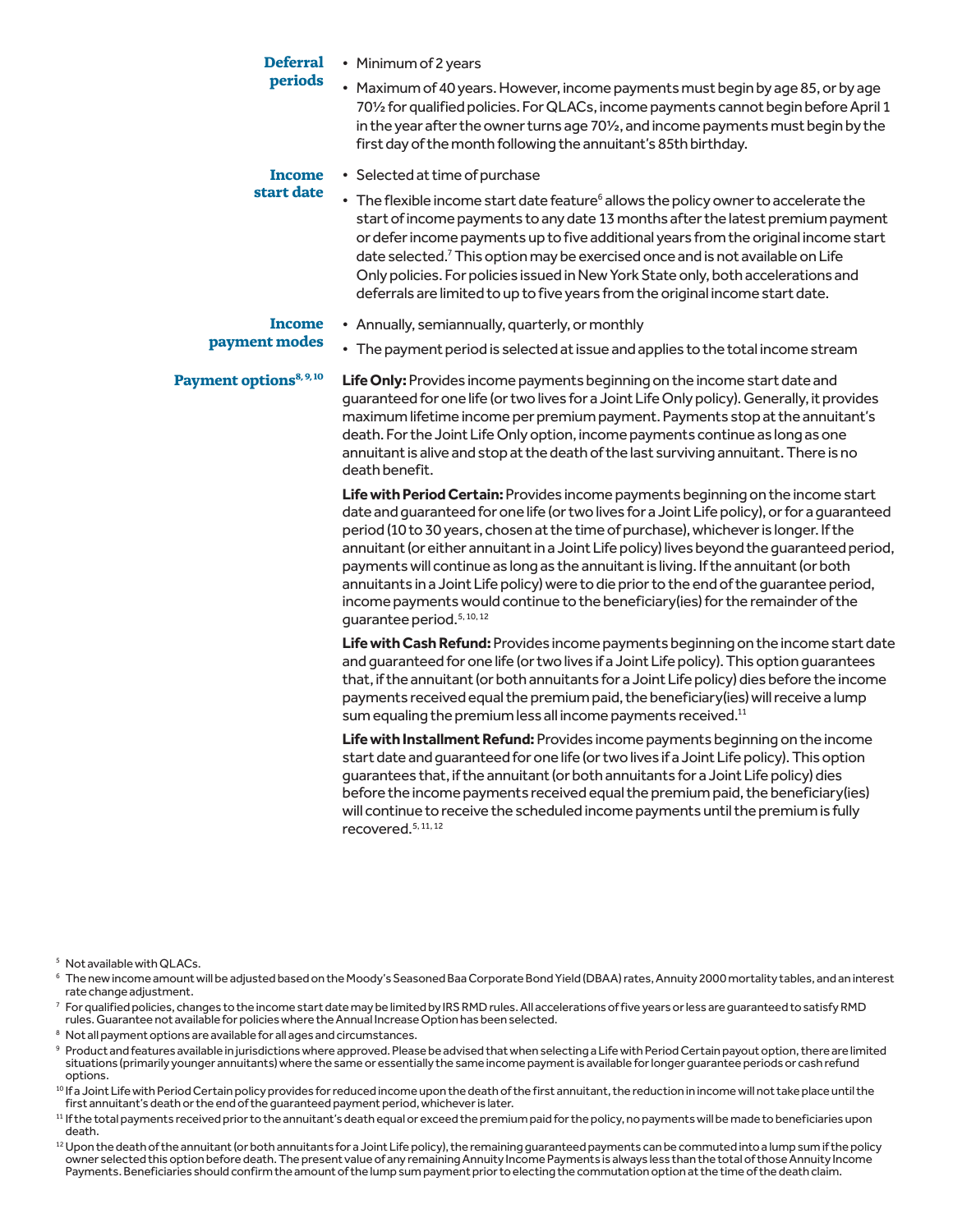**Deferral periods**

- Minimum of 2 years
- Maximum of 40 years. However, income payments must begin by age 85, or by age 70½ for qualified policies. For QLACs, income payments cannot begin before April 1 in the year after the owner turns age 70½, and income payments must begin by the first day of the month following the annuitant's 85th birthday.

**Income start date**

- Selected at time of purchase
- The flexible income start date feature[6] allows the policy owner to accelerate the start of income payments to any date 13 months after the latest premium payment or defer income payments up to five additional years from the original income start date selected.[7] This option may be exercised once and is not available on Life Only policies. For policies issued in New York State only, both accelerations and deferrals are limited to up to five years from the original income start date.

**Income payment modes**

- Annually, semiannually, quarterly, or monthly
- The payment period is selected at issue and applies to the total income stream

**Payment options[8, 9, 10]**

**Life Only:** Provides income payments beginning on the income start date and guaranteed for one life (or two lives for a Joint Life Only policy). Generally, it provides maximum lifetime income per premium payment. Payments stop at the annuitant's death. For the Joint Life Only option, income payments continue as long as one annuitant is alive and stop at the death of the last surviving annuitant. There is no death benefit.

**Life with Period Certain:** Provides income payments beginning on the income start date and guaranteed for one life (or two lives for a Joint Life policy), or for a guaranteed period (10 to 30 years, chosen at the time of purchase), whichever is longer. If the annuitant (or either annuitant in a Joint Life policy) lives beyond the guaranteed period, payments will continue as long as the annuitant is living. If the annuitant (or both annuitants in a Joint Life policy) were to die prior to the end of the guarantee period, income payments would continue to the beneficiary(ies) for the remainder of the guarantee period.[5, 10, 12]

**Life with Cash Refund:** Provides income payments beginning on the income start date and guaranteed for one life (or two lives if a Joint Life policy). This option guarantees that, if the annuitant (or both annuitants for a Joint Life policy) dies before the income payments received equal the premium paid, the beneficiary(ies) will receive a lump sum equaling the premium less all income payments received.[11]

**Life with Installment Refund:** Provides income payments beginning on the income start date and guaranteed for one life (or two lives if a Joint Life policy). This option guarantees that, if the annuitant (or both annuitants for a Joint Life policy) dies before the income payments received equal the premium paid, the beneficiary(ies) will continue to receive the scheduled income payments until the premium is fully recovered.[5, 11, 12]

---

[5] Not available with QLACs.

[6] The new income amount will be adjusted based on the Moody's Seasoned Baa Corporate Bond Yield (DBAA) rates, Annuity 2000 mortality tables, and an interest rate change adjustment.

[7] For qualified policies, changes to the income start date may be limited by IRS RMD rules. All accelerations of five years or less are guaranteed to satisfy RMD rules. Guarantee not available for policies where the Annual Increase Option has been selected.

[8] Not all payment options are available for all ages and circumstances.

[9] Product and features available in jurisdictions where approved. Please be advised that when selecting a Life with Period Certain payout option, there are limited situations (primarily younger annuitants) where the same or essentially the same income payment is available for longer guarantee periods or cash refund options.

[10] If a Joint Life with Period Certain policy provides for reduced income upon the death of the first annuitant, the reduction in income will not take place until the first annuitant's death or the end of the guaranteed payment period, whichever is later.

[11] If the total payments received prior to the annuitant's death equal or exceed the premium paid for the policy, no payments will be made to beneficiaries upon death.

[12] Upon the death of the annuitant (or both annuitants for a Joint Life policy), the remaining guaranteed payments can be commuted into a lump sum if the policy owner selected this option before death. The present value of any remaining Annuity Income Payments is always less than the total of those Annuity Income Payments. Beneficiaries should confirm the amount of the lump sum payment prior to electing the commutation option at the time of the death claim.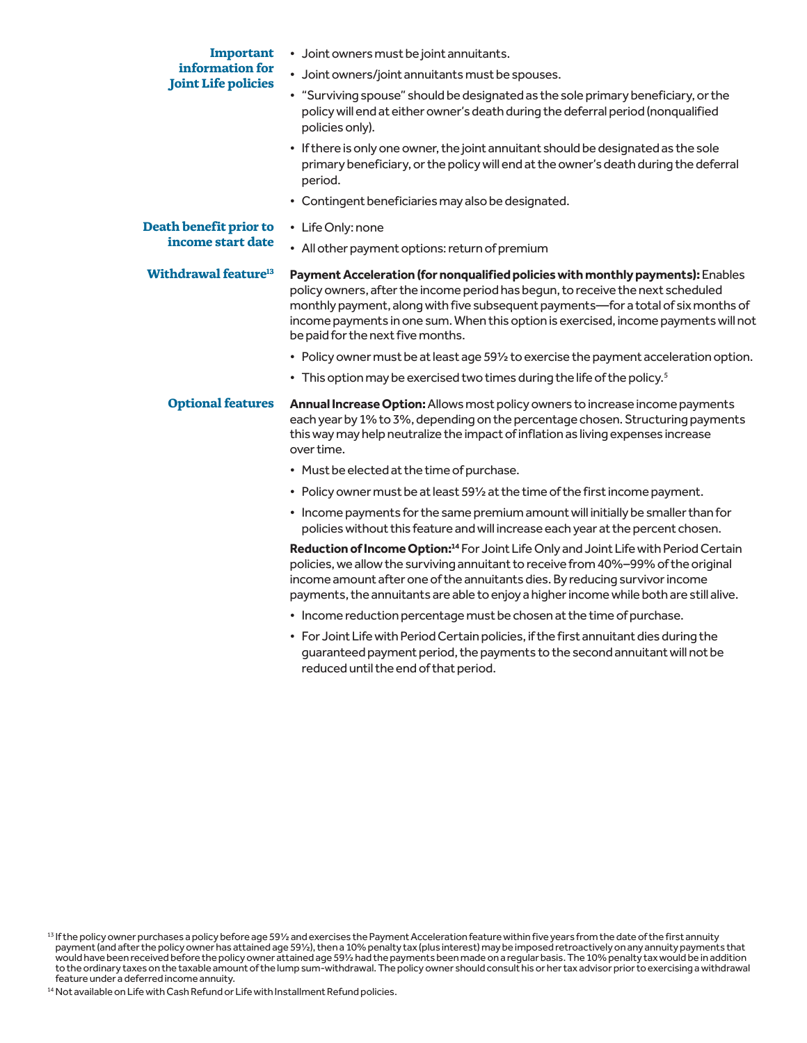### Important information for Joint Life policies

- Joint owners must be joint annuitants.
- Joint owners/joint annuitants must be spouses.
- "Surviving spouse" should be designated as the sole primary beneficiary, or the policy will end at either owner's death during the deferral period (nonqualified policies only).
- If there is only one owner, the joint annuitant should be designated as the sole primary beneficiary, or the policy will end at the owner's death during the deferral period.
- Contingent beneficiaries may also be designated.

### Death benefit prior to income start date

- Life Only: none
- All other payment options: return of premium

### Withdrawal feature[13]

**Payment Acceleration (for nonqualified policies with monthly payments):** Enables policy owners, after the income period has begun, to receive the next scheduled monthly payment, along with five subsequent payments—for a total of six months of income payments in one sum. When this option is exercised, income payments will not be paid for the next five months.

- Policy owner must be at least age 59½ to exercise the payment acceleration option.
- This option may be exercised two times during the life of the policy.[5]

### Optional features

**Annual Increase Option:** Allows most policy owners to increase income payments each year by 1% to 3%, depending on the percentage chosen. Structuring payments this way may help neutralize the impact of inflation as living expenses increase over time.

- Must be elected at the time of purchase.
- Policy owner must be at least 59½ at the time of the first income payment.
- Income payments for the same premium amount will initially be smaller than for policies without this feature and will increase each year at the percent chosen.

**Reduction of Income Option:**[14] For Joint Life Only and Joint Life with Period Certain policies, we allow the surviving annuitant to receive from 40%–99% of the original income amount after one of the annuitants dies. By reducing survivor income payments, the annuitants are able to enjoy a higher income while both are still alive.

- Income reduction percentage must be chosen at the time of purchase.
- For Joint Life with Period Certain policies, if the first annuitant dies during the guaranteed payment period, the payments to the second annuitant will not be reduced until the end of that period.

---

[13] If the policy owner purchases a policy before age 59½ and exercises the Payment Acceleration feature within five years from the date of the first annuity payment (and after the policy owner has attained age 59½), then a 10% penalty tax (plus interest) may be imposed retroactively on any annuity payments that would have been received before the policy owner attained age 59½ had the payments been made on a regular basis. The 10% penalty tax would be in addition to the ordinary taxes on the taxable amount of the lump sum-withdrawal. The policy owner should consult his or her tax advisor prior to exercising a withdrawal feature under a deferred income annuity.

[14] Not available on Life with Cash Refund or Life with Installment Refund policies.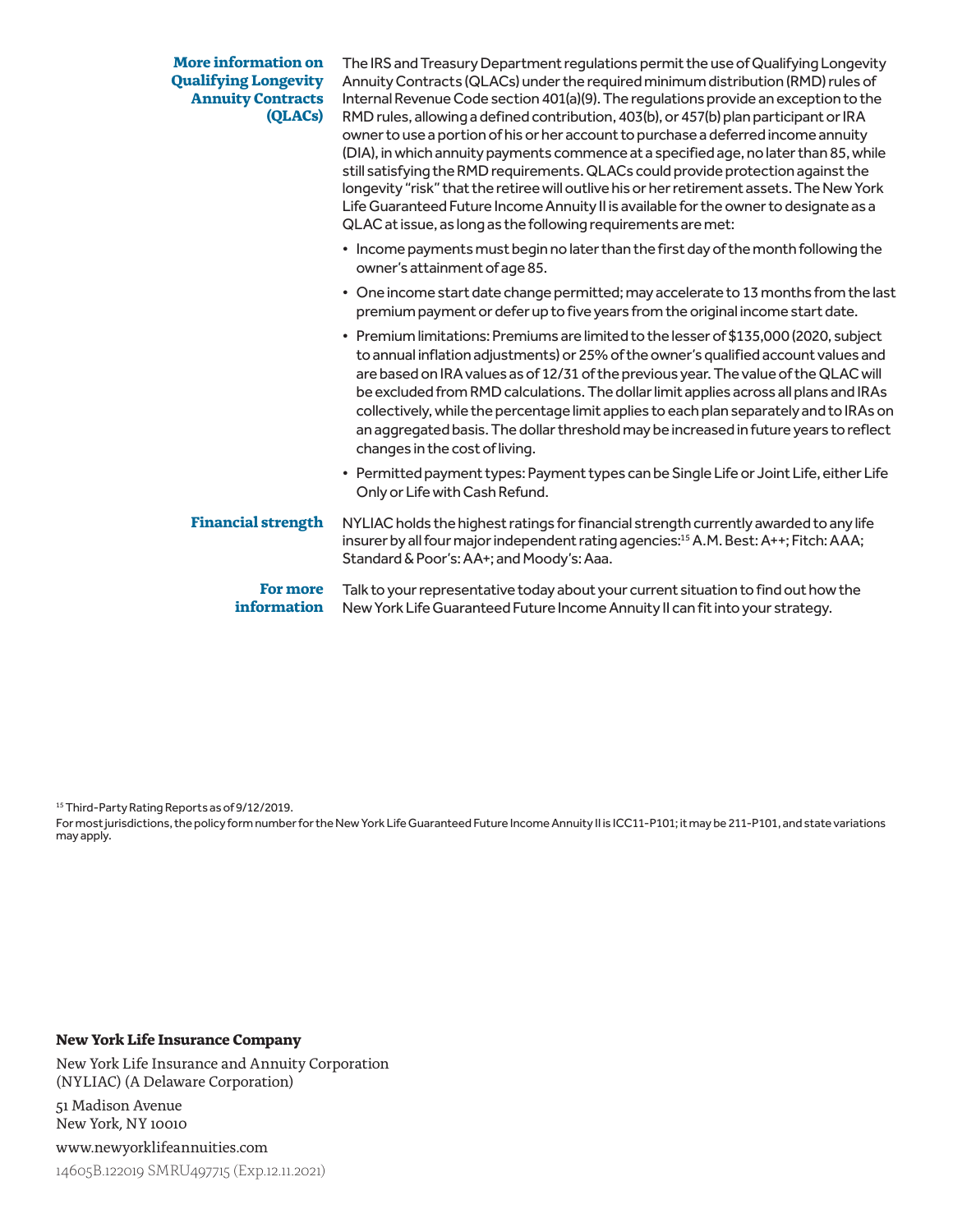## More information on Qualifying Longevity Annuity Contracts (QLACs)

The IRS and Treasury Department regulations permit the use of Qualifying Longevity Annuity Contracts (QLACs) under the required minimum distribution (RMD) rules of Internal Revenue Code section 401(a)(9). The regulations provide an exception to the RMD rules, allowing a defined contribution, 403(b), or 457(b) plan participant or IRA owner to use a portion of his or her account to purchase a deferred income annuity (DIA), in which annuity payments commence at a specified age, no later than 85, while still satisfying the RMD requirements. QLACs could provide protection against the longevity "risk" that the retiree will outlive his or her retirement assets. The New York Life Guaranteed Future Income Annuity II is available for the owner to designate as a QLAC at issue, as long as the following requirements are met:

- Income payments must begin no later than the first day of the month following the owner's attainment of age 85.
- One income start date change permitted; may accelerate to 13 months from the last premium payment or defer up to five years from the original income start date.
- Premium limitations: Premiums are limited to the lesser of $135,000 (2020, subject to annual inflation adjustments) or 25% of the owner's qualified account values and are based on IRA values as of 12/31 of the previous year. The value of the QLAC will be excluded from RMD calculations. The dollar limit applies across all plans and IRAs collectively, while the percentage limit applies to each plan separately and to IRAs on an aggregated basis. The dollar threshold may be increased in future years to reflect changes in the cost of living.
- Permitted payment types: Payment types can be Single Life or Joint Life, either Life Only or Life with Cash Refund.

## Financial strength

NYLIAC holds the highest ratings for financial strength currently awarded to any life insurer by all four major independent rating agencies:[15] A.M. Best: A++; Fitch: AAA; Standard & Poor's: AA+; and Moody's: Aaa.

## For more information

Talk to your representative today about your current situation to find out how the New York Life Guaranteed Future Income Annuity II can fit into your strategy.

[15] Third-Party Rating Reports as of 9/12/2019.

For most jurisdictions, the policy form number for the New York Life Guaranteed Future Income Annuity II is ICC11-P101; it may be 211-P101, and state variations may apply.

**New York Life Insurance Company**

New York Life Insurance and Annuity Corporation
(NYLIAC) (A Delaware Corporation)

51 Madison Avenue
New York, NY 10010

www.newyorklifeannuities.com

14605B.122019 SMRU497715 (Exp.12.11.2021)